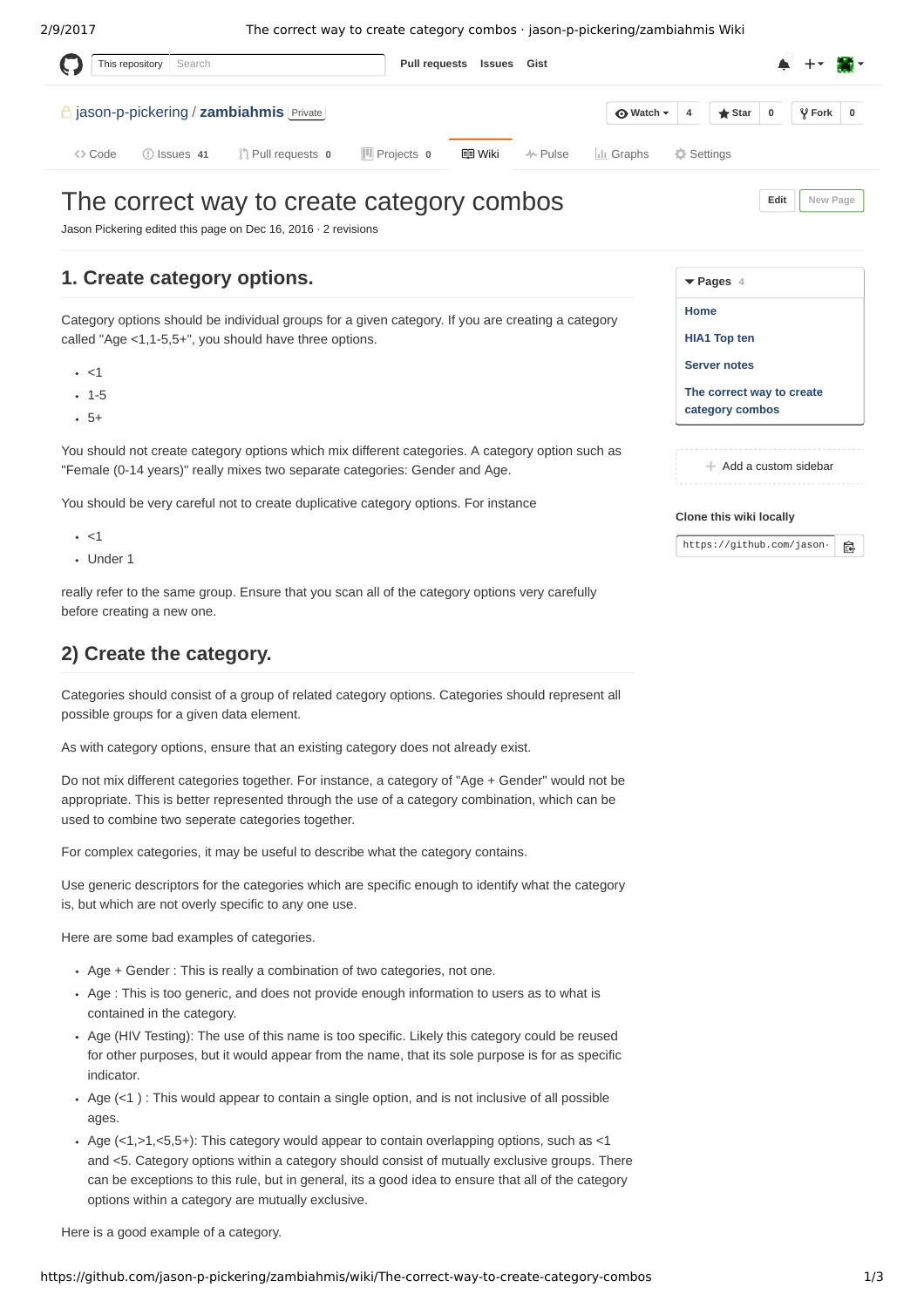# The correct way to create category combos

Jason Pickering edited this page on Dec 16, 2016 · 2 revisions

## 1. Create category options.

Category options should be individual groups for a given category. If you are creating a category called "Age <1,1-5,5+", you should have three options.

- <1
- 1-5
- 5+

You should not create category options which mix different categories. A category option such as "Female (0-14 years)" really mixes two separate categories: Gender and Age.

You should be very careful not to create duplicative category options. For instance

- <1
- Under 1

really refer to the same group. Ensure that you scan all of the category options very carefully before creating a new one.

## 2) Create the category.

Categories should consist of a group of related category options. Categories should represent all possible groups for a given data element.

As with category options, ensure that an existing category does not already exist.

Do not mix different categories together. For instance, a category of "Age + Gender" would not be appropriate. This is better represented through the use of a category combination, which can be used to combine two seperate categories together.

For complex categories, it may be useful to describe what the category contains.

Use generic descriptors for the categories which are specific enough to identify what the category is, but which are not overly specific to any one use.

Here are some bad examples of categories.

- Age + Gender : This is really a combination of two categories, not one.
- Age : This is too generic, and does not provide enough information to users as to what is contained in the category.
- Age (HIV Testing): The use of this name is too specific. Likely this category could be reused for other purposes, but it would appear from the name, that its sole purpose is for as specific indicator.
- Age (<1 ) : This would appear to contain a single option, and is not inclusive of all possible ages.
- Age (<1,>1,<5,5+): This category would appear to contain overlapping options, such as <1 and <5. Category options within a category should consist of mutually exclusive groups. There can be exceptions to this rule, but in general, its a good idea to ensure that all of the category options within a category are mutually exclusive.

Here is a good example of a category.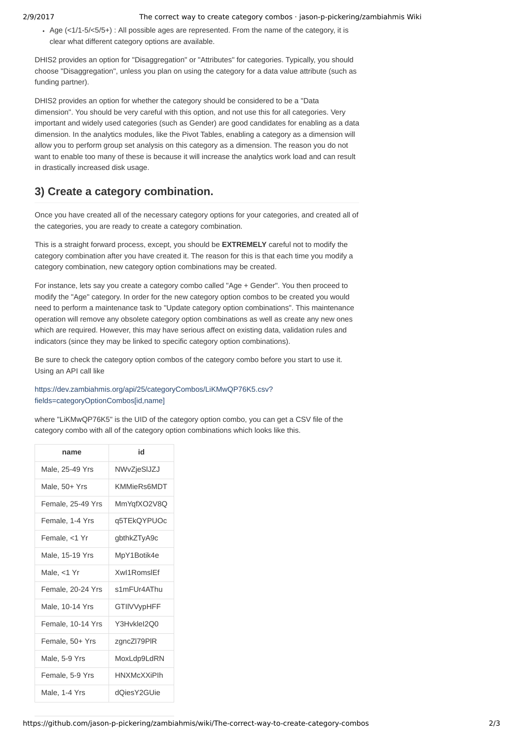- Age (<1/1-5/<5/5+) : All possible ages are represented. From the name of the category, it is clear what different category options are available.

DHIS2 provides an option for "Disaggregation" or "Attributes" for categories. Typically, you should choose "Disaggregation", unless you plan on using the category for a data value attribute (such as funding partner).

DHIS2 provides an option for whether the category should be considered to be a "Data dimension". You should be very careful with this option, and not use this for all categories. Very important and widely used categories (such as Gender) are good candidates for enabling as a data dimension. In the analytics modules, like the Pivot Tables, enabling a category as a dimension will allow you to perform group set analysis on this category as a dimension. The reason you do not want to enable too many of these is because it will increase the analytics work load and can result in drastically increased disk usage.

## 3) Create a category combination.

Once you have created all of the necessary category options for your categories, and created all of the categories, you are ready to create a category combination.

This is a straight forward process, except, you should be **EXTREMELY** careful not to modify the category combination after you have created it. The reason for this is that each time you modify a category combination, new category option combinations may be created.

For instance, lets say you create a category combo called "Age + Gender". You then proceed to modify the "Age" category. In order for the new category option combos to be created you would need to perform a maintenance task to "Update category option combinations". This maintenance operation will remove any obsolete category option combinations as well as create any new ones which are required. However, this may have serious affect on existing data, validation rules and indicators (since they may be linked to specific category option combinations).

Be sure to check the category option combos of the category combo before you start to use it. Using an API call like

https://dev.zambiahmis.org/api/25/categoryCombos/LiKMwQP76K5.csv?fields=categoryOptionCombos[id,name]

where "LiKMwQP76K5" is the UID of the category option combo, you can get a CSV file of the category combo with all of the category option combinations which looks like this.

| name | id |
|---|---|
| Male, 25-49 Yrs | NWvZjeSlJZJ |
| Male, 50+ Yrs | KMMieRs6MDT |
| Female, 25-49 Yrs | MmYqfXO2V8Q |
| Female, 1-4 Yrs | q5TEkQYPUOc |
| Female, <1 Yr | gbthkZTyA9c |
| Male, 15-19 Yrs | MpY1Botik4e |
| Male, <1 Yr | Xwl1RomslEf |
| Female, 20-24 Yrs | s1mFUr4AThu |
| Male, 10-14 Yrs | GTIlVVypHFF |
| Female, 10-14 Yrs | Y3HvkleI2Q0 |
| Female, 50+ Yrs | zgncZl79PlR |
| Male, 5-9 Yrs | MoxLdp9LdRN |
| Female, 5-9 Yrs | HNXMcXXiPIh |
| Male, 1-4 Yrs | dQiesY2GUie |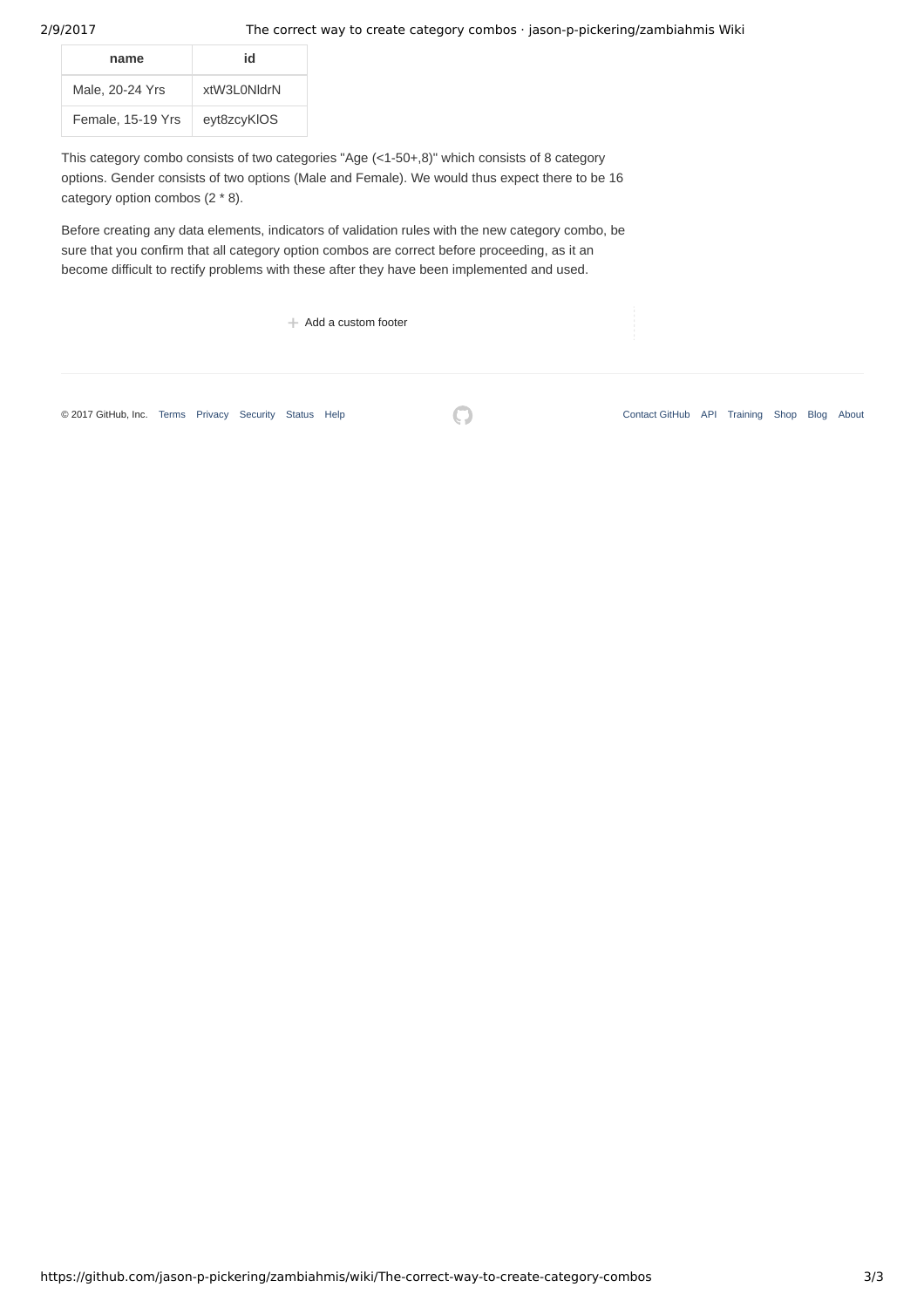| name | id |
|---|---|
| Male, 20-24 Yrs | xtW3L0NldrN |
| Female, 15-19 Yrs | eyt8zcyKlOS |

This category combo consists of two categories "Age (<1-50+,8)" which consists of 8 category options. Gender consists of two options (Male and Female). We would thus expect there to be 16 category option combos (2 * 8).

Before creating any data elements, indicators of validation rules with the new category combo, be sure that you confirm that all category option combos are correct before proceeding, as it an become difficult to rectify problems with these after they have been implemented and used.

+ Add a custom footer

© 2017 GitHub, Inc. Terms Privacy Security Status Help Contact GitHub API Training Shop Blog About